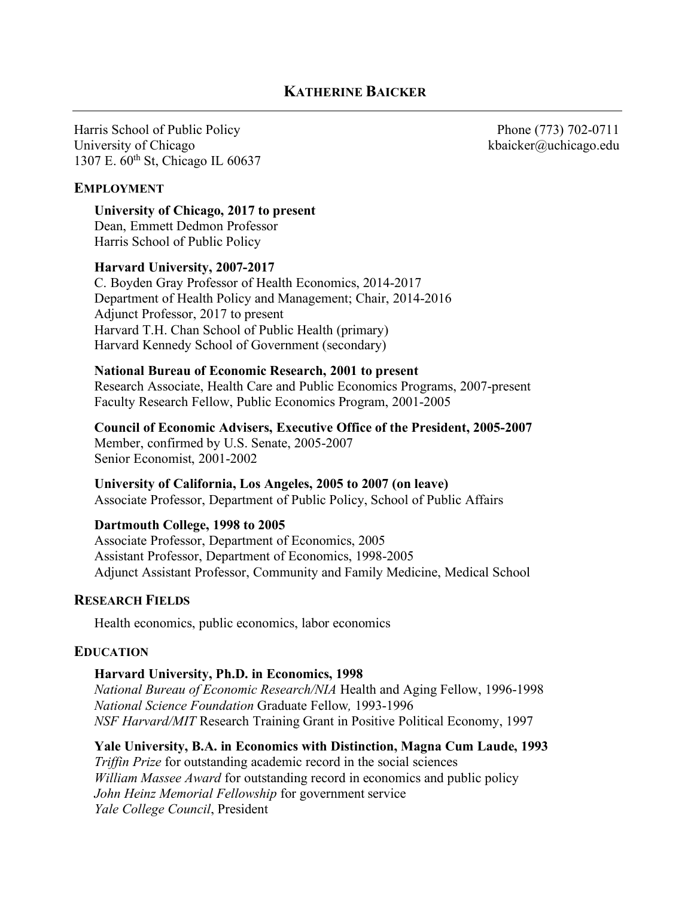# KATHERINE BAICKER

Harris School of Public Policy
University of Chicago
1307 E. 60th St, Chicago IL 60637

Phone (773) 702-0711
kbaicker@uchicago.edu

## EMPLOYMENT

**University of Chicago, 2017 to present**
Dean, Emmett Dedmon Professor
Harris School of Public Policy

**Harvard University, 2007-2017**
C. Boyden Gray Professor of Health Economics, 2014-2017
Department of Health Policy and Management; Chair, 2014-2016
Adjunct Professor, 2017 to present
Harvard T.H. Chan School of Public Health (primary)
Harvard Kennedy School of Government (secondary)

**National Bureau of Economic Research, 2001 to present**
Research Associate, Health Care and Public Economics Programs, 2007-present
Faculty Research Fellow, Public Economics Program, 2001-2005

**Council of Economic Advisers, Executive Office of the President, 2005-2007**
Member, confirmed by U.S. Senate, 2005-2007
Senior Economist, 2001-2002

**University of California, Los Angeles, 2005 to 2007 (on leave)**
Associate Professor, Department of Public Policy, School of Public Affairs

**Dartmouth College, 1998 to 2005**
Associate Professor, Department of Economics, 2005
Assistant Professor, Department of Economics, 1998-2005
Adjunct Assistant Professor, Community and Family Medicine, Medical School

## RESEARCH FIELDS

Health economics, public economics, labor economics

## EDUCATION

**Harvard University, Ph.D. in Economics, 1998**
*National Bureau of Economic Research/NIA* Health and Aging Fellow, 1996-1998
*National Science Foundation* Graduate Fellow, 1993-1996
*NSF Harvard/MIT* Research Training Grant in Positive Political Economy, 1997

**Yale University, B.A. in Economics with Distinction, Magna Cum Laude, 1993**
*Triffin Prize* for outstanding academic record in the social sciences
*William Massee Award* for outstanding record in economics and public policy
*John Heinz Memorial Fellowship* for government service
*Yale College Council*, President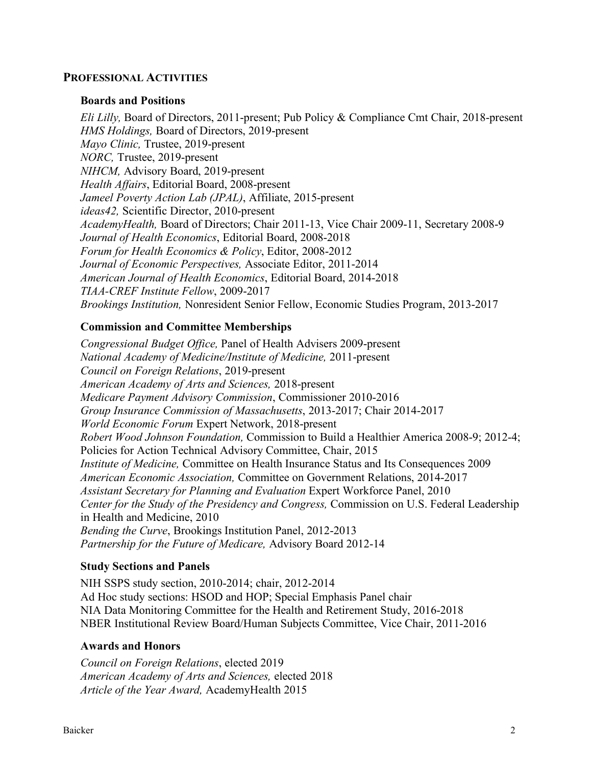## PROFESSIONAL ACTIVITIES

### Boards and Positions

*Eli Lilly,* Board of Directors, 2011-present; Pub Policy & Compliance Cmt Chair, 2018-present
*HMS Holdings,* Board of Directors, 2019-present
*Mayo Clinic,* Trustee, 2019-present
*NORC,* Trustee, 2019-present
*NIHCM,* Advisory Board, 2019-present
*Health Affairs*, Editorial Board, 2008-present
*Jameel Poverty Action Lab (JPAL)*, Affiliate, 2015-present
*ideas42,* Scientific Director, 2010-present
*AcademyHealth,* Board of Directors; Chair 2011-13, Vice Chair 2009-11, Secretary 2008-9
*Journal of Health Economics*, Editorial Board, 2008-2018
*Forum for Health Economics & Policy*, Editor, 2008-2012
*Journal of Economic Perspectives,* Associate Editor, 2011-2014
*American Journal of Health Economics*, Editorial Board, 2014-2018
*TIAA-CREF Institute Fellow*, 2009-2017
*Brookings Institution,* Nonresident Senior Fellow, Economic Studies Program, 2013-2017

### Commission and Committee Memberships

*Congressional Budget Office,* Panel of Health Advisers 2009-present
*National Academy of Medicine/Institute of Medicine,* 2011-present
*Council on Foreign Relations*, 2019-present
*American Academy of Arts and Sciences,* 2018-present
*Medicare Payment Advisory Commission*, Commissioner 2010-2016
*Group Insurance Commission of Massachusetts*, 2013-2017; Chair 2014-2017
*World Economic Forum* Expert Network, 2018-present
*Robert Wood Johnson Foundation,* Commission to Build a Healthier America 2008-9; 2012-4; Policies for Action Technical Advisory Committee, Chair, 2015
*Institute of Medicine,* Committee on Health Insurance Status and Its Consequences 2009
*American Economic Association,* Committee on Government Relations, 2014-2017
*Assistant Secretary for Planning and Evaluation* Expert Workforce Panel, 2010
*Center for the Study of the Presidency and Congress,* Commission on U.S. Federal Leadership in Health and Medicine, 2010
*Bending the Curve*, Brookings Institution Panel, 2012-2013
*Partnership for the Future of Medicare,* Advisory Board 2012-14

### Study Sections and Panels

NIH SSPS study section, 2010-2014; chair, 2012-2014
Ad Hoc study sections: HSOD and HOP; Special Emphasis Panel chair
NIA Data Monitoring Committee for the Health and Retirement Study, 2016-2018
NBER Institutional Review Board/Human Subjects Committee, Vice Chair, 2011-2016

### Awards and Honors

*Council on Foreign Relations*, elected 2019
*American Academy of Arts and Sciences,* elected 2018
*Article of the Year Award,* AcademyHealth 2015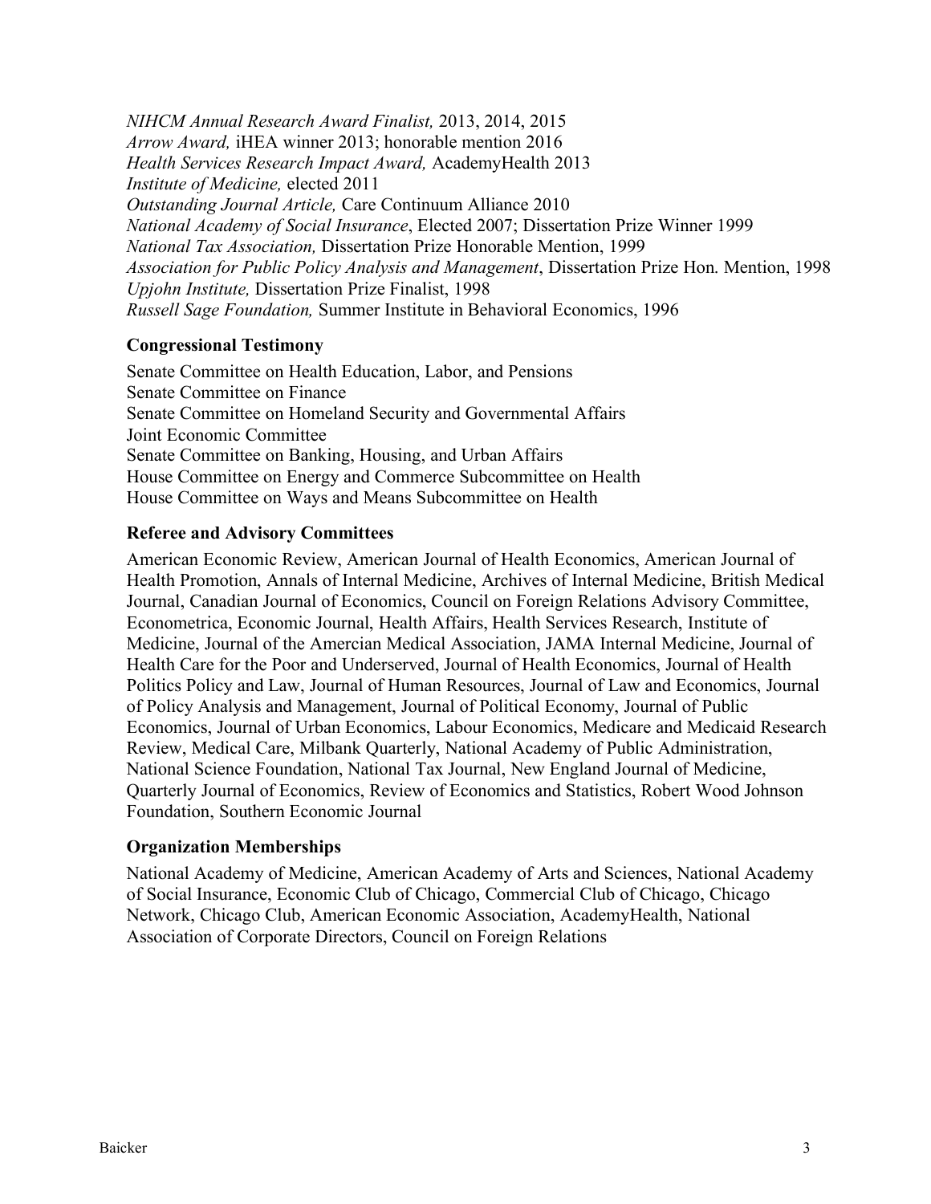*NIHCM Annual Research Award Finalist,* 2013, 2014, 2015
*Arrow Award,* iHEA winner 2013; honorable mention 2016
*Health Services Research Impact Award,* AcademyHealth 2013
*Institute of Medicine,* elected 2011
*Outstanding Journal Article,* Care Continuum Alliance 2010
*National Academy of Social Insurance*, Elected 2007; Dissertation Prize Winner 1999
*National Tax Association,* Dissertation Prize Honorable Mention, 1999
*Association for Public Policy Analysis and Management*, Dissertation Prize Hon. Mention, 1998
*Upjohn Institute,* Dissertation Prize Finalist, 1998
*Russell Sage Foundation,* Summer Institute in Behavioral Economics, 1996

### Congressional Testimony

Senate Committee on Health Education, Labor, and Pensions
Senate Committee on Finance
Senate Committee on Homeland Security and Governmental Affairs
Joint Economic Committee
Senate Committee on Banking, Housing, and Urban Affairs
House Committee on Energy and Commerce Subcommittee on Health
House Committee on Ways and Means Subcommittee on Health

### Referee and Advisory Committees

American Economic Review, American Journal of Health Economics, American Journal of Health Promotion, Annals of Internal Medicine, Archives of Internal Medicine, British Medical Journal, Canadian Journal of Economics, Council on Foreign Relations Advisory Committee, Econometrica, Economic Journal, Health Affairs, Health Services Research, Institute of Medicine, Journal of the Amercian Medical Association, JAMA Internal Medicine, Journal of Health Care for the Poor and Underserved, Journal of Health Economics, Journal of Health Politics Policy and Law, Journal of Human Resources, Journal of Law and Economics, Journal of Policy Analysis and Management, Journal of Political Economy, Journal of Public Economics, Journal of Urban Economics, Labour Economics, Medicare and Medicaid Research Review, Medical Care, Milbank Quarterly, National Academy of Public Administration, National Science Foundation, National Tax Journal, New England Journal of Medicine, Quarterly Journal of Economics, Review of Economics and Statistics, Robert Wood Johnson Foundation, Southern Economic Journal

### Organization Memberships

National Academy of Medicine, American Academy of Arts and Sciences, National Academy of Social Insurance, Economic Club of Chicago, Commercial Club of Chicago, Chicago Network, Chicago Club, American Economic Association, AcademyHealth, National Association of Corporate Directors, Council on Foreign Relations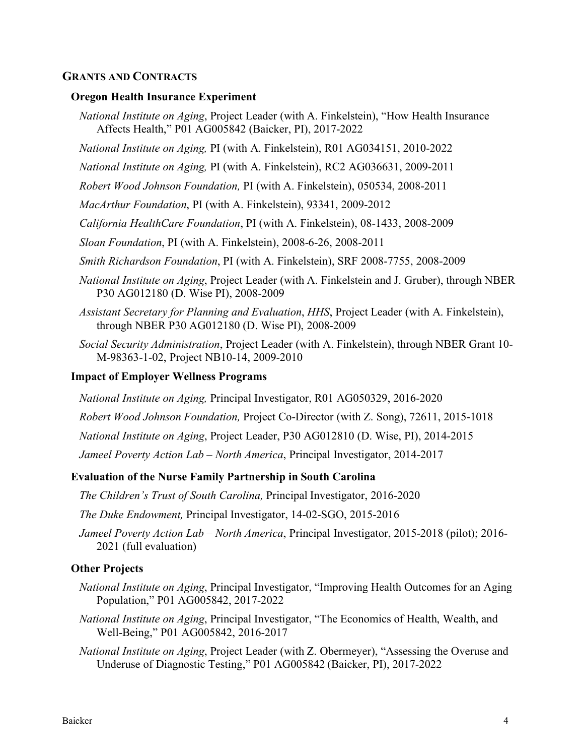## GRANTS AND CONTRACTS

### Oregon Health Insurance Experiment

*National Institute on Aging*, Project Leader (with A. Finkelstein), "How Health Insurance Affects Health," P01 AG005842 (Baicker, PI), 2017-2022

*National Institute on Aging,* PI (with A. Finkelstein), R01 AG034151, 2010-2022

*National Institute on Aging,* PI (with A. Finkelstein), RC2 AG036631, 2009-2011

*Robert Wood Johnson Foundation,* PI (with A. Finkelstein), 050534, 2008-2011

*MacArthur Foundation*, PI (with A. Finkelstein), 93341, 2009-2012

*California HealthCare Foundation*, PI (with A. Finkelstein), 08-1433, 2008-2009

*Sloan Foundation*, PI (with A. Finkelstein), 2008-6-26, 2008-2011

*Smith Richardson Foundation*, PI (with A. Finkelstein), SRF 2008-7755, 2008-2009

*National Institute on Aging*, Project Leader (with A. Finkelstein and J. Gruber), through NBER P30 AG012180 (D. Wise PI), 2008-2009

*Assistant Secretary for Planning and Evaluation*, *HHS*, Project Leader (with A. Finkelstein), through NBER P30 AG012180 (D. Wise PI), 2008-2009

*Social Security Administration*, Project Leader (with A. Finkelstein), through NBER Grant 10-M-98363-1-02, Project NB10-14, 2009-2010

### Impact of Employer Wellness Programs

*National Institute on Aging,* Principal Investigator, R01 AG050329, 2016-2020

*Robert Wood Johnson Foundation,* Project Co-Director (with Z. Song), 72611, 2015-1018

*National Institute on Aging*, Project Leader, P30 AG012810 (D. Wise, PI), 2014-2015

*Jameel Poverty Action Lab – North America*, Principal Investigator, 2014-2017

### Evaluation of the Nurse Family Partnership in South Carolina

*The Children's Trust of South Carolina,* Principal Investigator, 2016-2020

*The Duke Endowment,* Principal Investigator, 14-02-SGO, 2015-2016

*Jameel Poverty Action Lab – North America*, Principal Investigator, 2015-2018 (pilot); 2016-2021 (full evaluation)

### Other Projects

*National Institute on Aging*, Principal Investigator, "Improving Health Outcomes for an Aging Population," P01 AG005842, 2017-2022

*National Institute on Aging*, Principal Investigator, "The Economics of Health, Wealth, and Well-Being," P01 AG005842, 2016-2017

*National Institute on Aging*, Project Leader (with Z. Obermeyer), "Assessing the Overuse and Underuse of Diagnostic Testing," P01 AG005842 (Baicker, PI), 2017-2022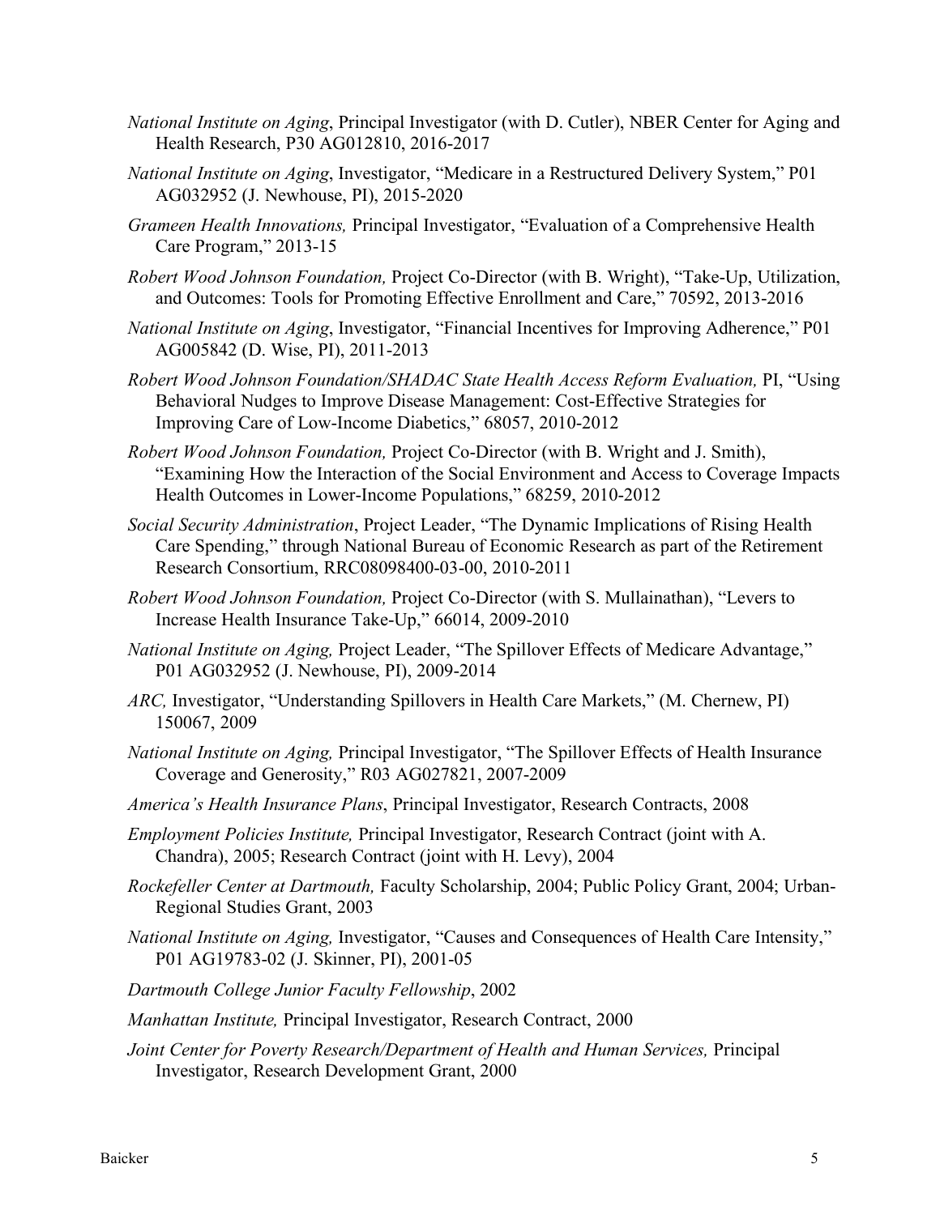*National Institute on Aging*, Principal Investigator (with D. Cutler), NBER Center for Aging and Health Research, P30 AG012810, 2016-2017

*National Institute on Aging*, Investigator, "Medicare in a Restructured Delivery System," P01 AG032952 (J. Newhouse, PI), 2015-2020

*Grameen Health Innovations,* Principal Investigator, "Evaluation of a Comprehensive Health Care Program," 2013-15

*Robert Wood Johnson Foundation,* Project Co-Director (with B. Wright), "Take-Up, Utilization, and Outcomes: Tools for Promoting Effective Enrollment and Care," 70592, 2013-2016

*National Institute on Aging*, Investigator, "Financial Incentives for Improving Adherence," P01 AG005842 (D. Wise, PI), 2011-2013

*Robert Wood Johnson Foundation/SHADAC State Health Access Reform Evaluation,* PI, "Using Behavioral Nudges to Improve Disease Management: Cost-Effective Strategies for Improving Care of Low-Income Diabetics," 68057, 2010-2012

*Robert Wood Johnson Foundation,* Project Co-Director (with B. Wright and J. Smith), "Examining How the Interaction of the Social Environment and Access to Coverage Impacts Health Outcomes in Lower-Income Populations," 68259, 2010-2012

*Social Security Administration*, Project Leader, "The Dynamic Implications of Rising Health Care Spending," through National Bureau of Economic Research as part of the Retirement Research Consortium, RRC08098400-03-00, 2010-2011

*Robert Wood Johnson Foundation,* Project Co-Director (with S. Mullainathan), "Levers to Increase Health Insurance Take-Up," 66014, 2009-2010

*National Institute on Aging,* Project Leader, "The Spillover Effects of Medicare Advantage," P01 AG032952 (J. Newhouse, PI), 2009-2014

*ARC,* Investigator, "Understanding Spillovers in Health Care Markets," (M. Chernew, PI) 150067, 2009

*National Institute on Aging,* Principal Investigator, "The Spillover Effects of Health Insurance Coverage and Generosity," R03 AG027821, 2007-2009

*America's Health Insurance Plans*, Principal Investigator, Research Contracts, 2008

*Employment Policies Institute,* Principal Investigator, Research Contract (joint with A. Chandra), 2005; Research Contract (joint with H. Levy), 2004

*Rockefeller Center at Dartmouth,* Faculty Scholarship, 2004; Public Policy Grant, 2004; Urban-Regional Studies Grant, 2003

*National Institute on Aging,* Investigator, "Causes and Consequences of Health Care Intensity," P01 AG19783-02 (J. Skinner, PI), 2001-05

*Dartmouth College Junior Faculty Fellowship*, 2002

*Manhattan Institute,* Principal Investigator, Research Contract, 2000

*Joint Center for Poverty Research/Department of Health and Human Services,* Principal Investigator, Research Development Grant, 2000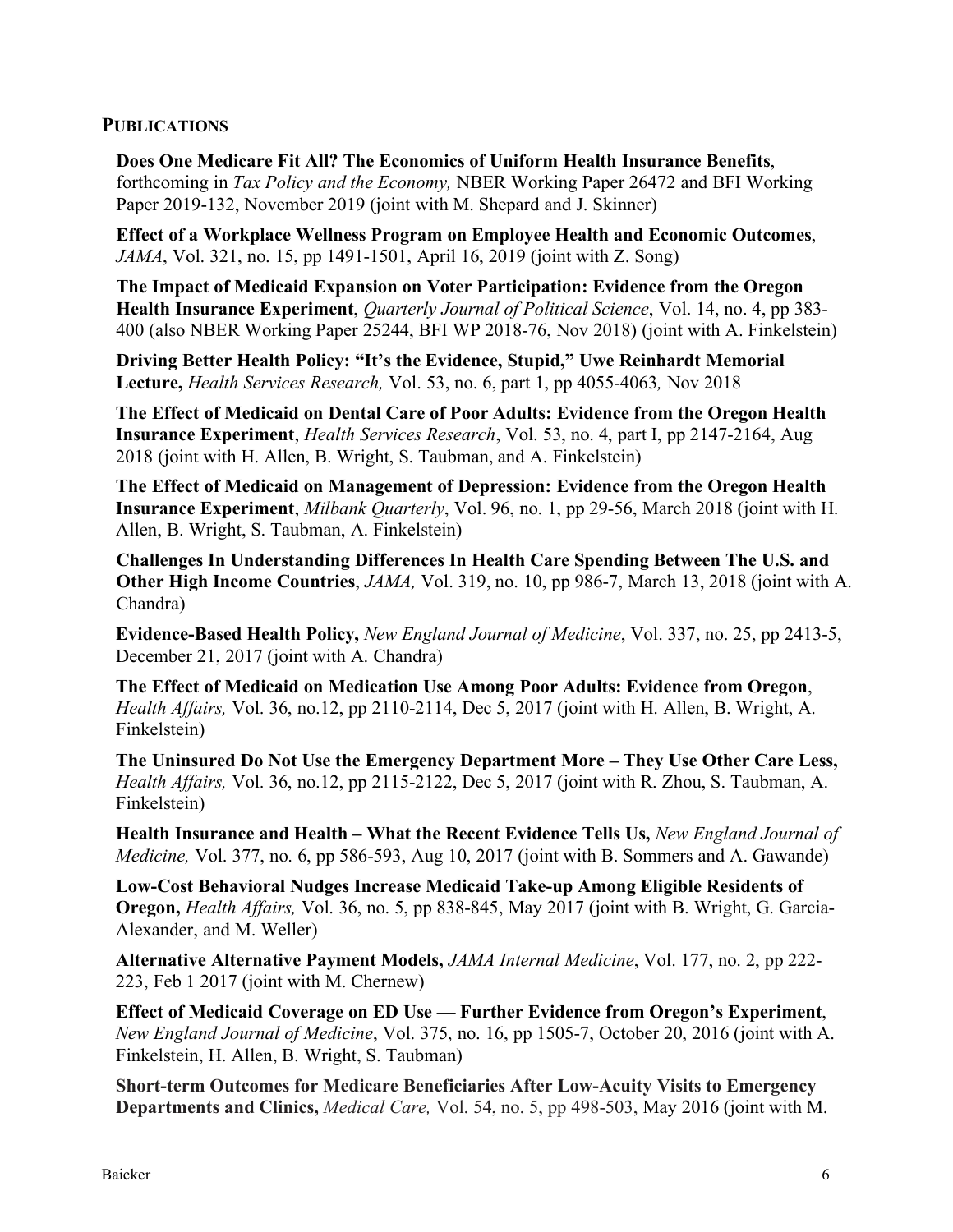## PUBLICATIONS

**Does One Medicare Fit All? The Economics of Uniform Health Insurance Benefits**, forthcoming in *Tax Policy and the Economy,* NBER Working Paper 26472 and BFI Working Paper 2019-132, November 2019 (joint with M. Shepard and J. Skinner)

**Effect of a Workplace Wellness Program on Employee Health and Economic Outcomes**, *JAMA*, Vol. 321, no. 15, pp 1491-1501, April 16, 2019 (joint with Z. Song)

**The Impact of Medicaid Expansion on Voter Participation: Evidence from the Oregon Health Insurance Experiment**, *Quarterly Journal of Political Science*, Vol. 14, no. 4, pp 383-400 (also NBER Working Paper 25244, BFI WP 2018-76, Nov 2018) (joint with A. Finkelstein)

**Driving Better Health Policy: "It's the Evidence, Stupid," Uwe Reinhardt Memorial Lecture,** *Health Services Research,* Vol. 53, no. 6, part 1, pp 4055-4063*,* Nov 2018

**The Effect of Medicaid on Dental Care of Poor Adults: Evidence from the Oregon Health Insurance Experiment**, *Health Services Research*, Vol. 53, no. 4, part I, pp 2147-2164, Aug 2018 (joint with H. Allen, B. Wright, S. Taubman, and A. Finkelstein)

**The Effect of Medicaid on Management of Depression: Evidence from the Oregon Health Insurance Experiment**, *Milbank Quarterly*, Vol. 96, no. 1, pp 29-56, March 2018 (joint with H. Allen, B. Wright, S. Taubman, A. Finkelstein)

**Challenges In Understanding Differences In Health Care Spending Between The U.S. and Other High Income Countries**, *JAMA,* Vol. 319, no. 10, pp 986-7, March 13, 2018 (joint with A. Chandra)

**Evidence-Based Health Policy,** *New England Journal of Medicine*, Vol. 337, no. 25, pp 2413-5, December 21, 2017 (joint with A. Chandra)

**The Effect of Medicaid on Medication Use Among Poor Adults: Evidence from Oregon**, *Health Affairs,* Vol. 36, no.12, pp 2110-2114, Dec 5, 2017 (joint with H. Allen, B. Wright, A. Finkelstein)

**The Uninsured Do Not Use the Emergency Department More – They Use Other Care Less,** *Health Affairs,* Vol. 36, no.12, pp 2115-2122, Dec 5, 2017 (joint with R. Zhou, S. Taubman, A. Finkelstein)

**Health Insurance and Health – What the Recent Evidence Tells Us,** *New England Journal of Medicine,* Vol. 377, no. 6, pp 586-593, Aug 10, 2017 (joint with B. Sommers and A. Gawande)

**Low-Cost Behavioral Nudges Increase Medicaid Take-up Among Eligible Residents of Oregon,** *Health Affairs,* Vol. 36, no. 5, pp 838-845, May 2017 (joint with B. Wright, G. Garcia-Alexander, and M. Weller)

**Alternative Alternative Payment Models,** *JAMA Internal Medicine*, Vol. 177, no. 2, pp 222-223, Feb 1 2017 (joint with M. Chernew)

**Effect of Medicaid Coverage on ED Use — Further Evidence from Oregon's Experiment**, *New England Journal of Medicine*, Vol. 375, no. 16, pp 1505-7, October 20, 2016 (joint with A. Finkelstein, H. Allen, B. Wright, S. Taubman)

**Short-term Outcomes for Medicare Beneficiaries After Low-Acuity Visits to Emergency Departments and Clinics,** *Medical Care,* Vol. 54, no. 5, pp 498-503, May 2016 (joint with M.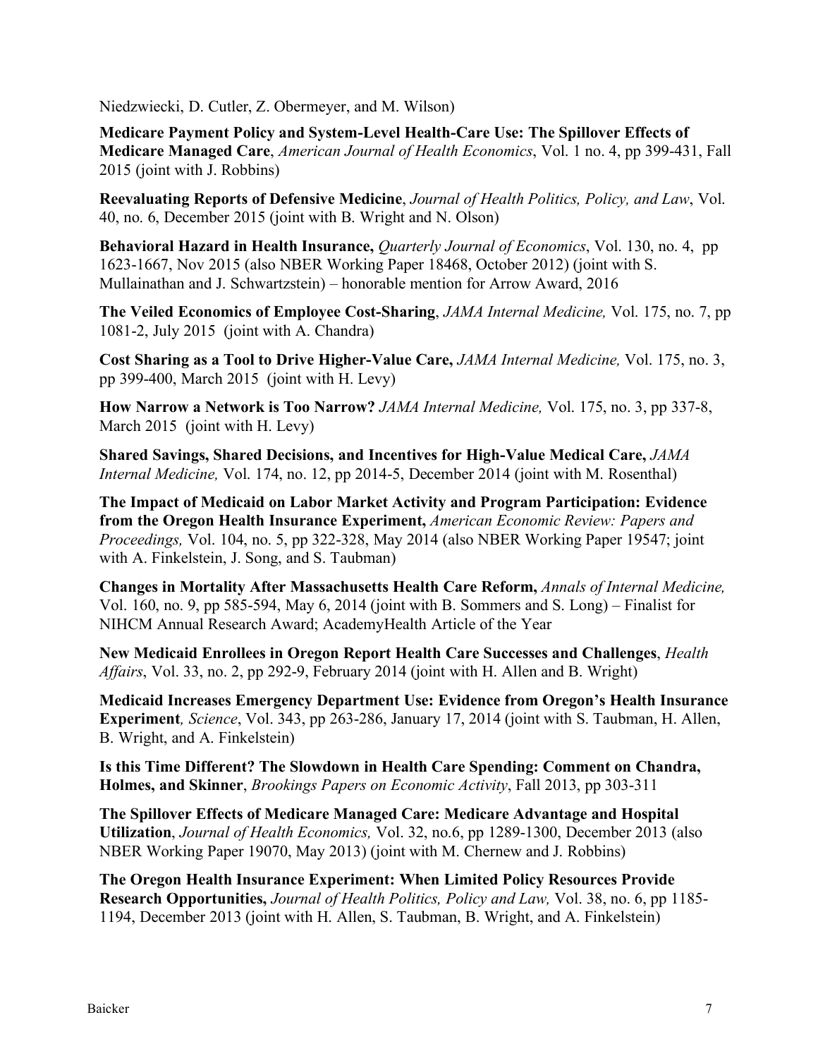Niedzwiecki, D. Cutler, Z. Obermeyer, and M. Wilson)

**Medicare Payment Policy and System-Level Health-Care Use: The Spillover Effects of Medicare Managed Care**, *American Journal of Health Economics*, Vol. 1 no. 4, pp 399-431, Fall 2015 (joint with J. Robbins)

**Reevaluating Reports of Defensive Medicine**, *Journal of Health Politics, Policy, and Law*, Vol. 40, no. 6, December 2015 (joint with B. Wright and N. Olson)

**Behavioral Hazard in Health Insurance,** *Quarterly Journal of Economics*, Vol. 130, no. 4, pp 1623-1667, Nov 2015 (also NBER Working Paper 18468, October 2012) (joint with S. Mullainathan and J. Schwartzstein) – honorable mention for Arrow Award, 2016

**The Veiled Economics of Employee Cost-Sharing**, *JAMA Internal Medicine,* Vol. 175, no. 7, pp 1081-2, July 2015 (joint with A. Chandra)

**Cost Sharing as a Tool to Drive Higher-Value Care,** *JAMA Internal Medicine,* Vol. 175, no. 3, pp 399-400, March 2015 (joint with H. Levy)

**How Narrow a Network is Too Narrow?** *JAMA Internal Medicine,* Vol. 175, no. 3, pp 337-8, March 2015 (joint with H. Levy)

**Shared Savings, Shared Decisions, and Incentives for High-Value Medical Care,** *JAMA Internal Medicine,* Vol. 174, no. 12, pp 2014-5, December 2014 (joint with M. Rosenthal)

**The Impact of Medicaid on Labor Market Activity and Program Participation: Evidence from the Oregon Health Insurance Experiment,** *American Economic Review: Papers and Proceedings,* Vol. 104, no. 5, pp 322-328, May 2014 (also NBER Working Paper 19547; joint with A. Finkelstein, J. Song, and S. Taubman)

**Changes in Mortality After Massachusetts Health Care Reform,** *Annals of Internal Medicine,* Vol. 160, no. 9, pp 585-594, May 6, 2014 (joint with B. Sommers and S. Long) – Finalist for NIHCM Annual Research Award; AcademyHealth Article of the Year

**New Medicaid Enrollees in Oregon Report Health Care Successes and Challenges**, *Health Affairs*, Vol. 33, no. 2, pp 292-9, February 2014 (joint with H. Allen and B. Wright)

**Medicaid Increases Emergency Department Use: Evidence from Oregon's Health Insurance Experiment***, Science*, Vol. 343, pp 263-286, January 17, 2014 (joint with S. Taubman, H. Allen, B. Wright, and A. Finkelstein)

**Is this Time Different? The Slowdown in Health Care Spending: Comment on Chandra, Holmes, and Skinner**, *Brookings Papers on Economic Activity*, Fall 2013, pp 303-311

**The Spillover Effects of Medicare Managed Care: Medicare Advantage and Hospital Utilization**, *Journal of Health Economics,* Vol. 32, no.6, pp 1289-1300, December 2013 (also NBER Working Paper 19070, May 2013) (joint with M. Chernew and J. Robbins)

**The Oregon Health Insurance Experiment: When Limited Policy Resources Provide Research Opportunities,** *Journal of Health Politics, Policy and Law,* Vol. 38, no. 6, pp 1185-1194, December 2013 (joint with H. Allen, S. Taubman, B. Wright, and A. Finkelstein)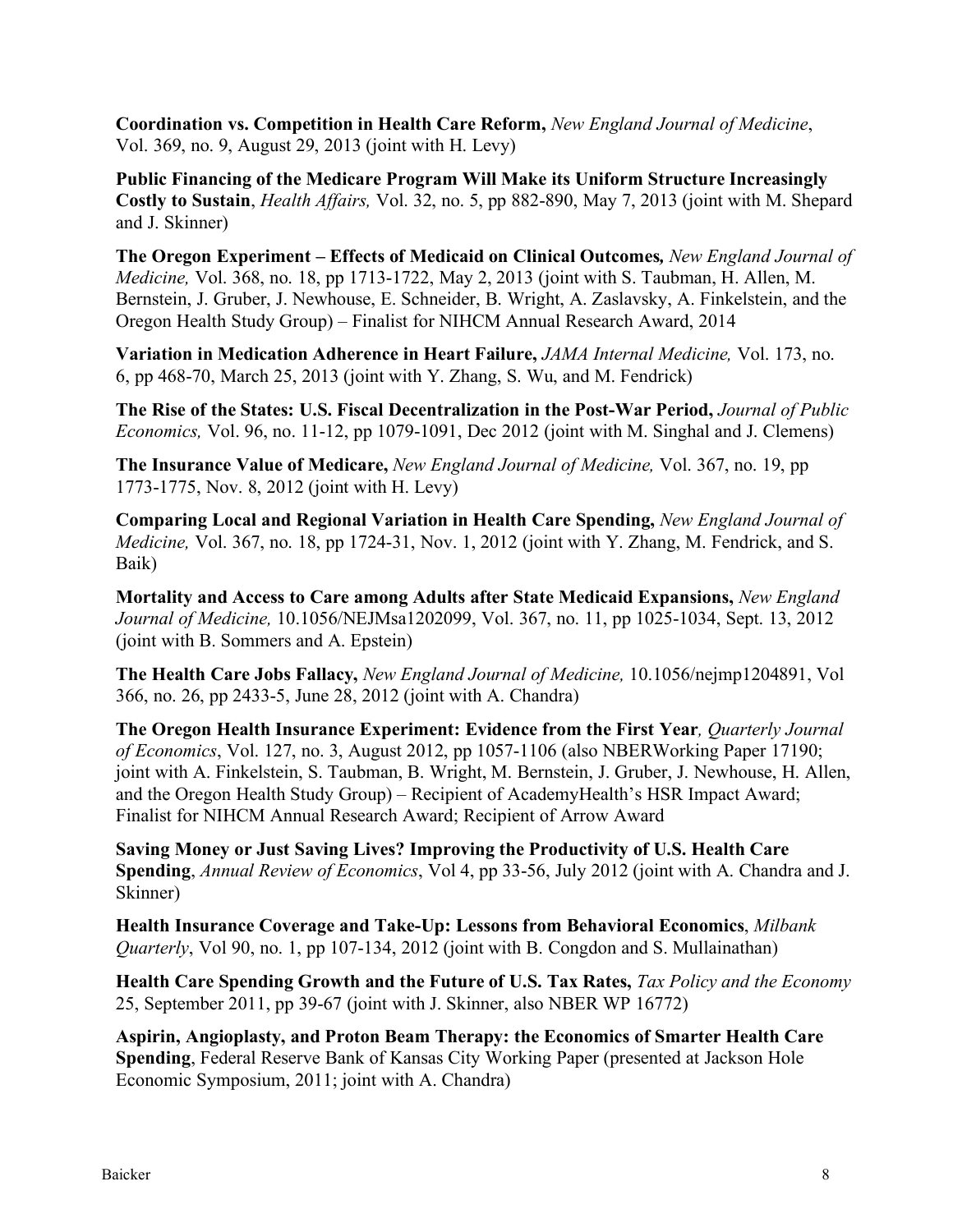**Coordination vs. Competition in Health Care Reform,** *New England Journal of Medicine*, Vol. 369, no. 9, August 29, 2013 (joint with H. Levy)

**Public Financing of the Medicare Program Will Make its Uniform Structure Increasingly Costly to Sustain**, *Health Affairs,* Vol. 32, no. 5, pp 882-890, May 7, 2013 (joint with M. Shepard and J. Skinner)

**The Oregon Experiment – Effects of Medicaid on Clinical Outcomes***, New England Journal of Medicine,* Vol. 368, no. 18, pp 1713-1722, May 2, 2013 (joint with S. Taubman, H. Allen, M. Bernstein, J. Gruber, J. Newhouse, E. Schneider, B. Wright, A. Zaslavsky, A. Finkelstein, and the Oregon Health Study Group) – Finalist for NIHCM Annual Research Award, 2014

**Variation in Medication Adherence in Heart Failure,** *JAMA Internal Medicine,* Vol. 173, no. 6, pp 468-70, March 25, 2013 (joint with Y. Zhang, S. Wu, and M. Fendrick)

**The Rise of the States: U.S. Fiscal Decentralization in the Post-War Period,** *Journal of Public Economics,* Vol. 96, no. 11-12, pp 1079-1091, Dec 2012 (joint with M. Singhal and J. Clemens)

**The Insurance Value of Medicare,** *New England Journal of Medicine,* Vol. 367, no. 19, pp 1773-1775, Nov. 8, 2012 (joint with H. Levy)

**Comparing Local and Regional Variation in Health Care Spending,** *New England Journal of Medicine,* Vol. 367, no. 18, pp 1724-31, Nov. 1, 2012 (joint with Y. Zhang, M. Fendrick, and S. Baik)

**Mortality and Access to Care among Adults after State Medicaid Expansions,** *New England Journal of Medicine,* 10.1056/NEJMsa1202099, Vol. 367, no. 11, pp 1025-1034, Sept. 13, 2012 (joint with B. Sommers and A. Epstein)

**The Health Care Jobs Fallacy,** *New England Journal of Medicine,* 10.1056/nejmp1204891, Vol 366, no. 26, pp 2433-5, June 28, 2012 (joint with A. Chandra)

**The Oregon Health Insurance Experiment: Evidence from the First Year***, Quarterly Journal of Economics*, Vol. 127, no. 3, August 2012, pp 1057-1106 (also NBERWorking Paper 17190; joint with A. Finkelstein, S. Taubman, B. Wright, M. Bernstein, J. Gruber, J. Newhouse, H. Allen, and the Oregon Health Study Group) – Recipient of AcademyHealth's HSR Impact Award; Finalist for NIHCM Annual Research Award; Recipient of Arrow Award

**Saving Money or Just Saving Lives? Improving the Productivity of U.S. Health Care Spending**, *Annual Review of Economics*, Vol 4, pp 33-56, July 2012 (joint with A. Chandra and J. Skinner)

**Health Insurance Coverage and Take-Up: Lessons from Behavioral Economics**, *Milbank Quarterly*, Vol 90, no. 1, pp 107-134, 2012 (joint with B. Congdon and S. Mullainathan)

**Health Care Spending Growth and the Future of U.S. Tax Rates,** *Tax Policy and the Economy* 25, September 2011, pp 39-67 (joint with J. Skinner, also NBER WP 16772)

**Aspirin, Angioplasty, and Proton Beam Therapy: the Economics of Smarter Health Care Spending**, Federal Reserve Bank of Kansas City Working Paper (presented at Jackson Hole Economic Symposium, 2011; joint with A. Chandra)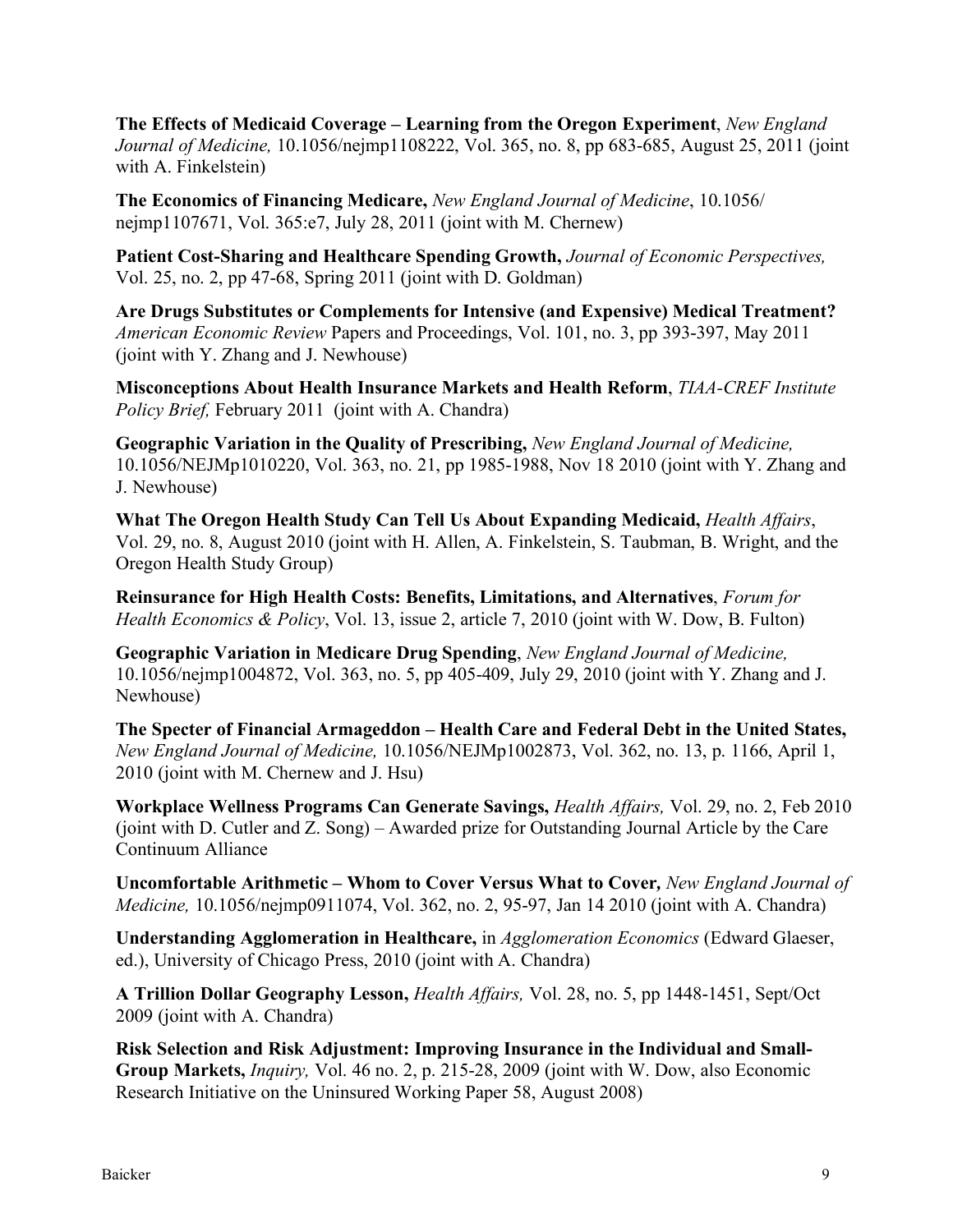**The Effects of Medicaid Coverage – Learning from the Oregon Experiment**, *New England Journal of Medicine,* 10.1056/nejmp1108222, Vol. 365, no. 8, pp 683-685, August 25, 2011 (joint with A. Finkelstein)

**The Economics of Financing Medicare,** *New England Journal of Medicine*, 10.1056/ nejmp1107671, Vol. 365:e7, July 28, 2011 (joint with M. Chernew)

**Patient Cost-Sharing and Healthcare Spending Growth,** *Journal of Economic Perspectives,* Vol. 25, no. 2, pp 47-68, Spring 2011 (joint with D. Goldman)

**Are Drugs Substitutes or Complements for Intensive (and Expensive) Medical Treatment?** *American Economic Review* Papers and Proceedings, Vol. 101, no. 3, pp 393-397, May 2011 (joint with Y. Zhang and J. Newhouse)

**Misconceptions About Health Insurance Markets and Health Reform**, *TIAA-CREF Institute Policy Brief,* February 2011 (joint with A. Chandra)

**Geographic Variation in the Quality of Prescribing,** *New England Journal of Medicine,* 10.1056/NEJMp1010220, Vol. 363, no. 21, pp 1985-1988, Nov 18 2010 (joint with Y. Zhang and J. Newhouse)

**What The Oregon Health Study Can Tell Us About Expanding Medicaid,** *Health Affairs*, Vol. 29, no. 8, August 2010 (joint with H. Allen, A. Finkelstein, S. Taubman, B. Wright, and the Oregon Health Study Group)

**Reinsurance for High Health Costs: Benefits, Limitations, and Alternatives**, *Forum for Health Economics & Policy*, Vol. 13, issue 2, article 7, 2010 (joint with W. Dow, B. Fulton)

**Geographic Variation in Medicare Drug Spending**, *New England Journal of Medicine,* 10.1056/nejmp1004872, Vol. 363, no. 5, pp 405-409, July 29, 2010 (joint with Y. Zhang and J. Newhouse)

**The Specter of Financial Armageddon – Health Care and Federal Debt in the United States,** *New England Journal of Medicine,* 10.1056/NEJMp1002873, Vol. 362, no. 13, p. 1166, April 1, 2010 (joint with M. Chernew and J. Hsu)

**Workplace Wellness Programs Can Generate Savings,** *Health Affairs,* Vol. 29, no. 2, Feb 2010 (joint with D. Cutler and Z. Song) – Awarded prize for Outstanding Journal Article by the Care Continuum Alliance

**Uncomfortable Arithmetic – Whom to Cover Versus What to Cover,** *New England Journal of Medicine,* 10.1056/nejmp0911074, Vol. 362, no. 2, 95-97, Jan 14 2010 (joint with A. Chandra)

**Understanding Agglomeration in Healthcare,** in *Agglomeration Economics* (Edward Glaeser, ed.), University of Chicago Press, 2010 (joint with A. Chandra)

**A Trillion Dollar Geography Lesson,** *Health Affairs,* Vol. 28, no. 5, pp 1448-1451, Sept/Oct 2009 (joint with A. Chandra)

**Risk Selection and Risk Adjustment: Improving Insurance in the Individual and Small-Group Markets,** *Inquiry,* Vol. 46 no. 2, p. 215-28, 2009 (joint with W. Dow, also Economic Research Initiative on the Uninsured Working Paper 58, August 2008)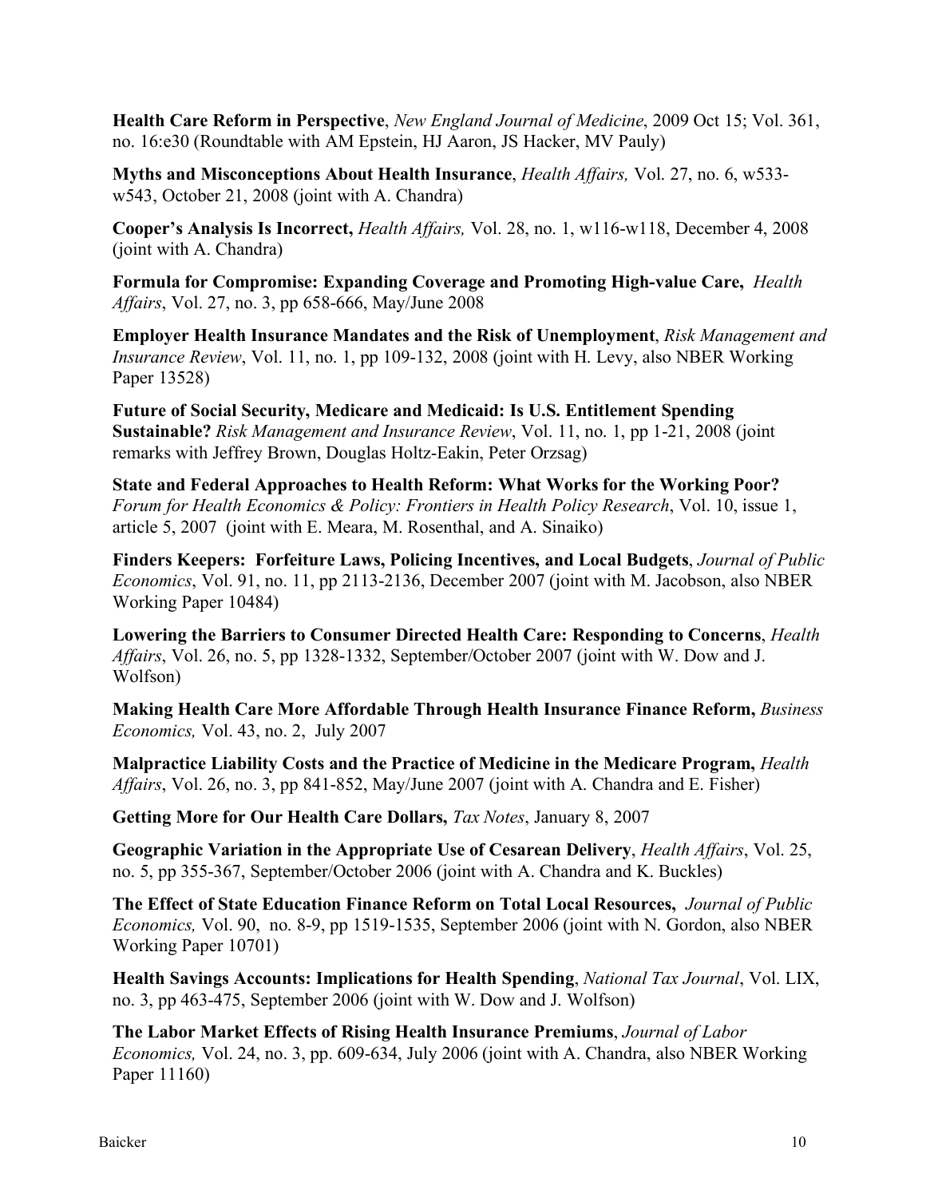**Health Care Reform in Perspective**, *New England Journal of Medicine*, 2009 Oct 15; Vol. 361, no. 16:e30 (Roundtable with AM Epstein, HJ Aaron, JS Hacker, MV Pauly)

**Myths and Misconceptions About Health Insurance**, *Health Affairs,* Vol. 27, no. 6, w533-w543, October 21, 2008 (joint with A. Chandra)

**Cooper's Analysis Is Incorrect,** *Health Affairs,* Vol. 28, no. 1, w116-w118, December 4, 2008 (joint with A. Chandra)

**Formula for Compromise: Expanding Coverage and Promoting High-value Care,** *Health Affairs*, Vol. 27, no. 3, pp 658-666, May/June 2008

**Employer Health Insurance Mandates and the Risk of Unemployment**, *Risk Management and Insurance Review*, Vol. 11, no. 1, pp 109-132, 2008 (joint with H. Levy, also NBER Working Paper 13528)

**Future of Social Security, Medicare and Medicaid: Is U.S. Entitlement Spending Sustainable?** *Risk Management and Insurance Review*, Vol. 11, no. 1, pp 1-21, 2008 (joint remarks with Jeffrey Brown, Douglas Holtz-Eakin, Peter Orzsag)

**State and Federal Approaches to Health Reform: What Works for the Working Poor?** *Forum for Health Economics & Policy: Frontiers in Health Policy Research*, Vol. 10, issue 1, article 5, 2007 (joint with E. Meara, M. Rosenthal, and A. Sinaiko)

**Finders Keepers: Forfeiture Laws, Policing Incentives, and Local Budgets**, *Journal of Public Economics*, Vol. 91, no. 11, pp 2113-2136, December 2007 (joint with M. Jacobson, also NBER Working Paper 10484)

**Lowering the Barriers to Consumer Directed Health Care: Responding to Concerns**, *Health Affairs*, Vol. 26, no. 5, pp 1328-1332, September/October 2007 (joint with W. Dow and J. Wolfson)

**Making Health Care More Affordable Through Health Insurance Finance Reform,** *Business Economics,* Vol. 43, no. 2, July 2007

**Malpractice Liability Costs and the Practice of Medicine in the Medicare Program,** *Health Affairs*, Vol. 26, no. 3, pp 841-852, May/June 2007 (joint with A. Chandra and E. Fisher)

**Getting More for Our Health Care Dollars,** *Tax Notes*, January 8, 2007

**Geographic Variation in the Appropriate Use of Cesarean Delivery**, *Health Affairs*, Vol. 25, no. 5, pp 355-367, September/October 2006 (joint with A. Chandra and K. Buckles)

**The Effect of State Education Finance Reform on Total Local Resources,** *Journal of Public Economics,* Vol. 90, no. 8-9, pp 1519-1535, September 2006 (joint with N. Gordon, also NBER Working Paper 10701)

**Health Savings Accounts: Implications for Health Spending**, *National Tax Journal*, Vol. LIX, no. 3, pp 463-475, September 2006 (joint with W. Dow and J. Wolfson)

**The Labor Market Effects of Rising Health Insurance Premiums**, *Journal of Labor Economics,* Vol. 24, no. 3, pp. 609-634, July 2006 (joint with A. Chandra, also NBER Working Paper 11160)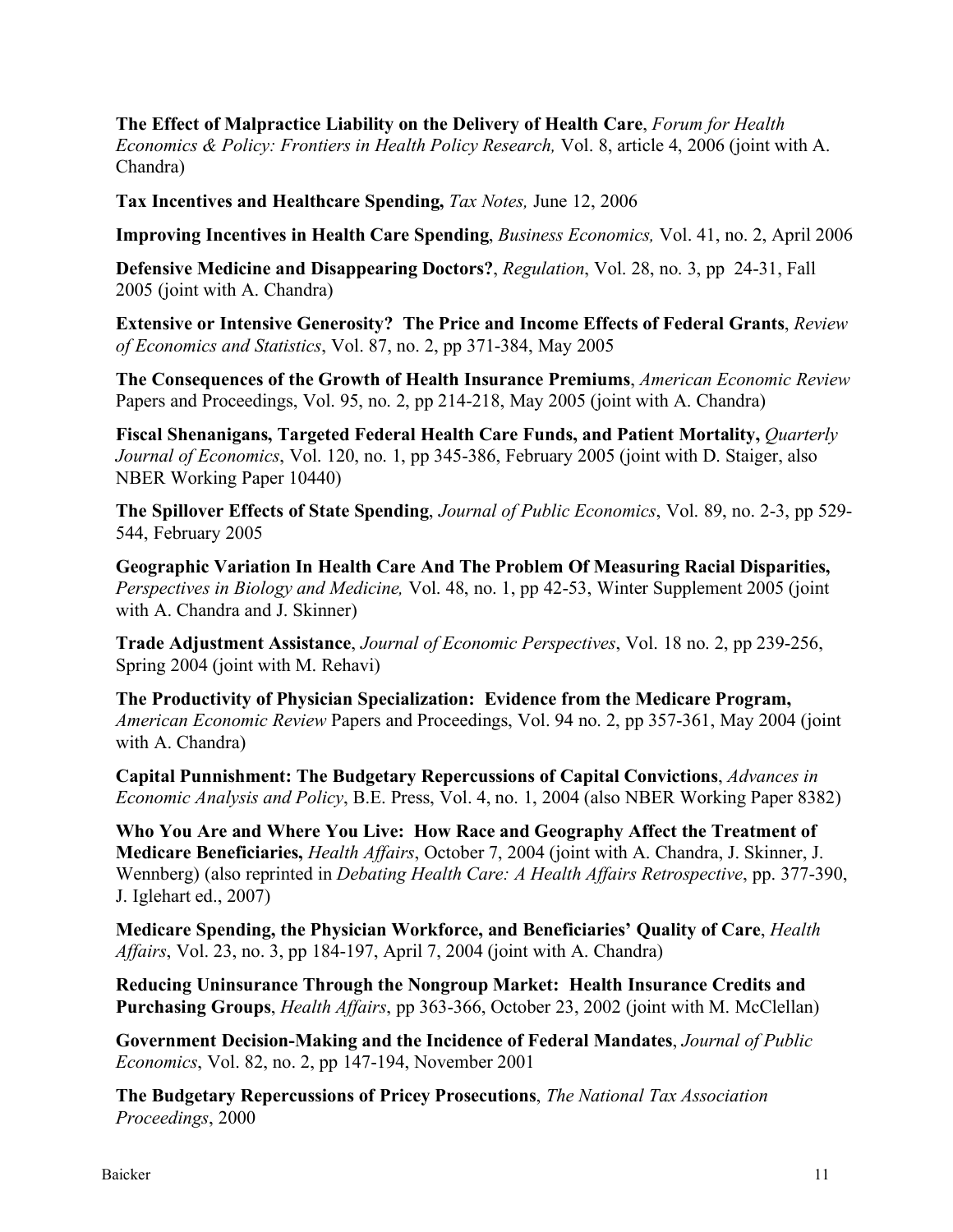**The Effect of Malpractice Liability on the Delivery of Health Care**, *Forum for Health Economics & Policy: Frontiers in Health Policy Research,* Vol. 8, article 4, 2006 (joint with A. Chandra)

**Tax Incentives and Healthcare Spending,** *Tax Notes,* June 12, 2006

**Improving Incentives in Health Care Spending**, *Business Economics,* Vol. 41, no. 2, April 2006

**Defensive Medicine and Disappearing Doctors?**, *Regulation*, Vol. 28, no. 3, pp 24-31, Fall 2005 (joint with A. Chandra)

**Extensive or Intensive Generosity? The Price and Income Effects of Federal Grants**, *Review of Economics and Statistics*, Vol. 87, no. 2, pp 371-384, May 2005

**The Consequences of the Growth of Health Insurance Premiums**, *American Economic Review* Papers and Proceedings, Vol. 95, no. 2, pp 214-218, May 2005 (joint with A. Chandra)

**Fiscal Shenanigans, Targeted Federal Health Care Funds, and Patient Mortality,** *Quarterly Journal of Economics*, Vol. 120, no. 1, pp 345-386, February 2005 (joint with D. Staiger, also NBER Working Paper 10440)

**The Spillover Effects of State Spending**, *Journal of Public Economics*, Vol. 89, no. 2-3, pp 529-544, February 2005

**Geographic Variation In Health Care And The Problem Of Measuring Racial Disparities,** *Perspectives in Biology and Medicine,* Vol. 48, no. 1, pp 42-53, Winter Supplement 2005 (joint with A. Chandra and J. Skinner)

**Trade Adjustment Assistance**, *Journal of Economic Perspectives*, Vol. 18 no. 2, pp 239-256, Spring 2004 (joint with M. Rehavi)

**The Productivity of Physician Specialization: Evidence from the Medicare Program,** *American Economic Review* Papers and Proceedings, Vol. 94 no. 2, pp 357-361, May 2004 (joint with A. Chandra)

**Capital Punnishment: The Budgetary Repercussions of Capital Convictions**, *Advances in Economic Analysis and Policy*, B.E. Press, Vol. 4, no. 1, 2004 (also NBER Working Paper 8382)

**Who You Are and Where You Live: How Race and Geography Affect the Treatment of Medicare Beneficiaries,** *Health Affairs*, October 7, 2004 (joint with A. Chandra, J. Skinner, J. Wennberg) (also reprinted in *Debating Health Care: A Health Affairs Retrospective*, pp. 377-390, J. Iglehart ed., 2007)

**Medicare Spending, the Physician Workforce, and Beneficiaries' Quality of Care**, *Health Affairs*, Vol. 23, no. 3, pp 184-197, April 7, 2004 (joint with A. Chandra)

**Reducing Uninsurance Through the Nongroup Market: Health Insurance Credits and Purchasing Groups**, *Health Affairs*, pp 363-366, October 23, 2002 (joint with M. McClellan)

**Government Decision-Making and the Incidence of Federal Mandates**, *Journal of Public Economics*, Vol. 82, no. 2, pp 147-194, November 2001

**The Budgetary Repercussions of Pricey Prosecutions**, *The National Tax Association Proceedings*, 2000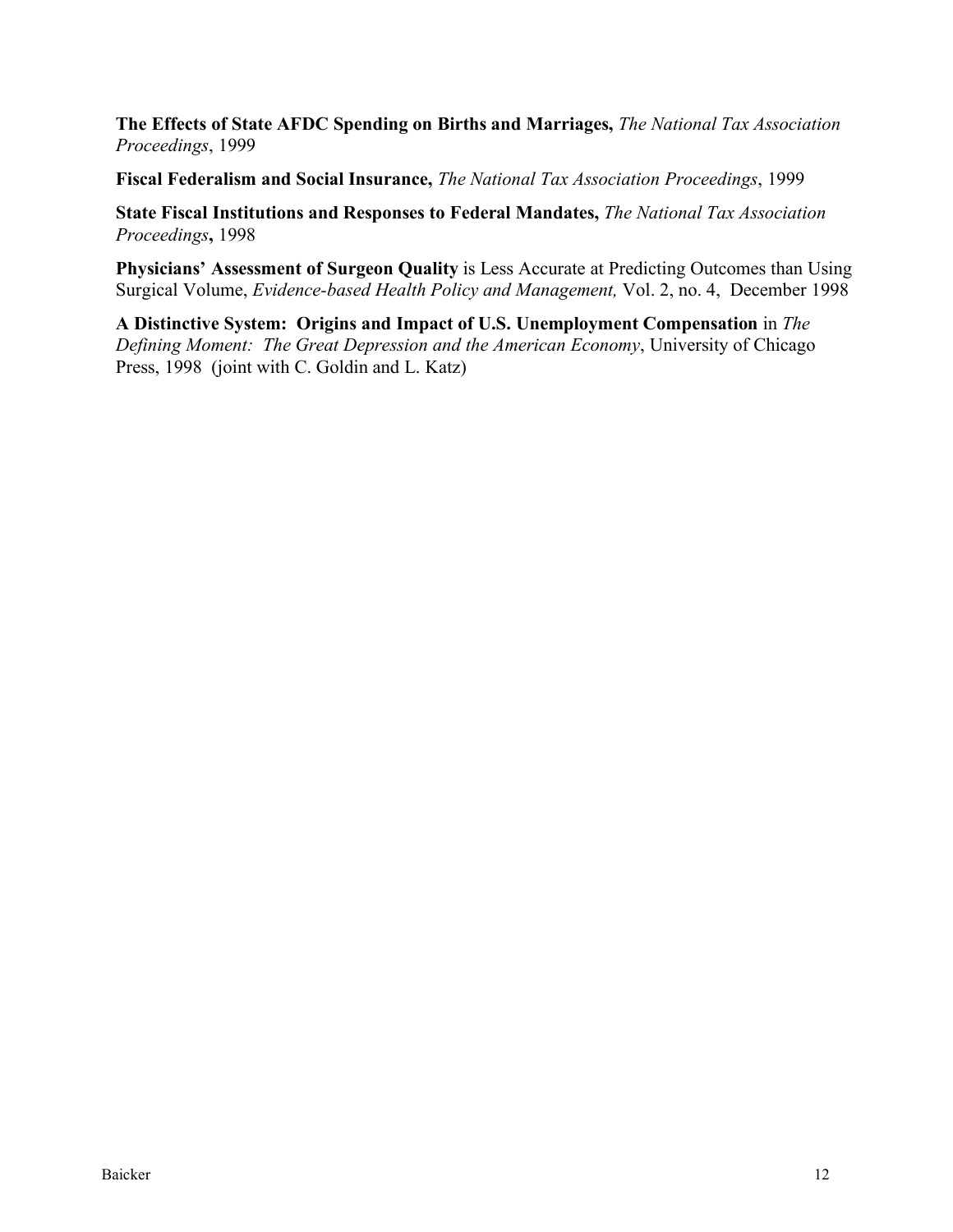**The Effects of State AFDC Spending on Births and Marriages,** *The National Tax Association Proceedings*, 1999

**Fiscal Federalism and Social Insurance,** *The National Tax Association Proceedings*, 1999

**State Fiscal Institutions and Responses to Federal Mandates,** *The National Tax Association Proceedings***,** 1998

**Physicians' Assessment of Surgeon Quality** is Less Accurate at Predicting Outcomes than Using Surgical Volume, *Evidence-based Health Policy and Management,* Vol. 2, no. 4, December 1998

**A Distinctive System: Origins and Impact of U.S. Unemployment Compensation** in *The Defining Moment: The Great Depression and the American Economy*, University of Chicago Press, 1998 (joint with C. Goldin and L. Katz)